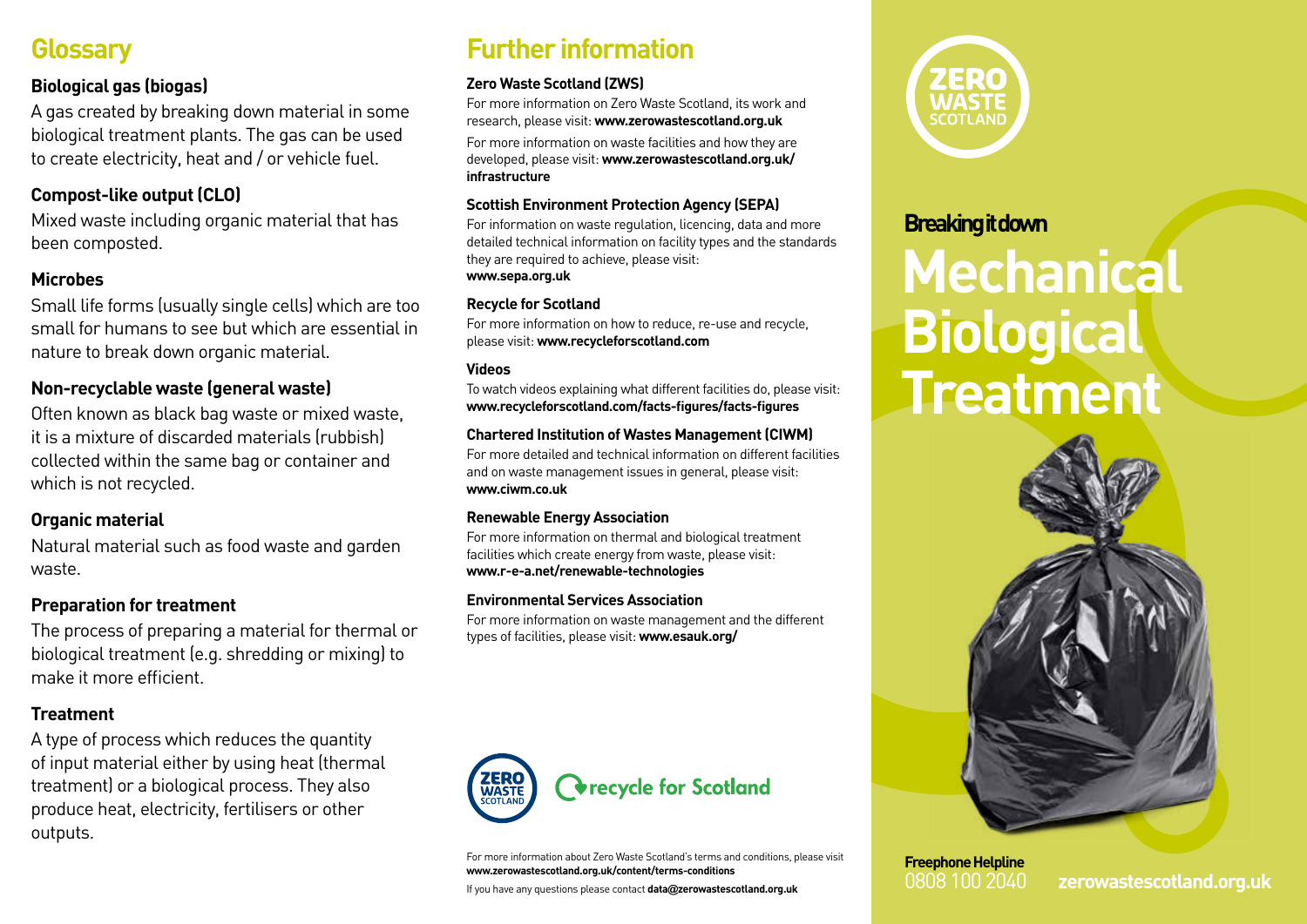## Glossary

**Biological gas (biogas)**

A gas created by breaking down material in some biological treatment plants. The gas can be used to create electricity, heat and / or vehicle fuel.

**Compost-like output (CLO)**

Mixed waste including organic material that has been composted.

**Microbes**

Small life forms (usually single cells) which are too small for humans to see but which are essential in nature to break down organic material.

**Non-recyclable waste (general waste)**

Often known as black bag waste or mixed waste, it is a mixture of discarded materials (rubbish) collected within the same bag or container and which is not recycled.

**Organic material**

Natural material such as food waste and garden waste.

**Preparation for treatment**

The process of preparing a material for thermal or biological treatment (e.g. shredding or mixing) to make it more efficient.

**Treatment**

A type of process which reduces the quantity of input material either by using heat (thermal treatment) or a biological process. They also produce heat, electricity, fertilisers or other outputs.

## Further information

**Zero Waste Scotland (ZWS)**

For more information on Zero Waste Scotland, its work and research, please visit: **www.zerowastescotland.org.uk**

For more information on waste facilities and how they are developed, please visit: **www.zerowastescotland.org.uk/infrastructure**

**Scottish Environment Protection Agency (SEPA)**

For information on waste regulation, licencing, data and more detailed technical information on facility types and the standards they are required to achieve, please visit: **www.sepa.org.uk**

**Recycle for Scotland**

For more information on how to reduce, re-use and recycle, please visit: **www.recycleforscotland.com**

**Videos**

To watch videos explaining what different facilities do, please visit: **www.recycleforscotland.com/facts-figures/facts-figures**

**Chartered Institution of Wastes Management (CIWM)**

For more detailed and technical information on different facilities and on waste management issues in general, please visit: **www.ciwm.co.uk**

**Renewable Energy Association**

For more information on thermal and biological treatment facilities which create energy from waste, please visit: **www.r-e-a.net/renewable-technologies**

**Environmental Services Association**

For more information on waste management and the different types of facilities, please visit: **www.esauk.org/**

ZERO WASTE SCOTLAND — recycle for Scotland

For more information about Zero Waste Scotland's terms and conditions, please visit **www.zerowastescotland.org.uk/content/terms-conditions**

If you have any questions please contact **data@zerowastescotland.org.uk**

ZERO WASTE SCOTLAND

**Breaking it down**

# Mechanical Biological Treatment

**Freephone Helpline**
0808 100 2040

**zerowastescotland.org.uk**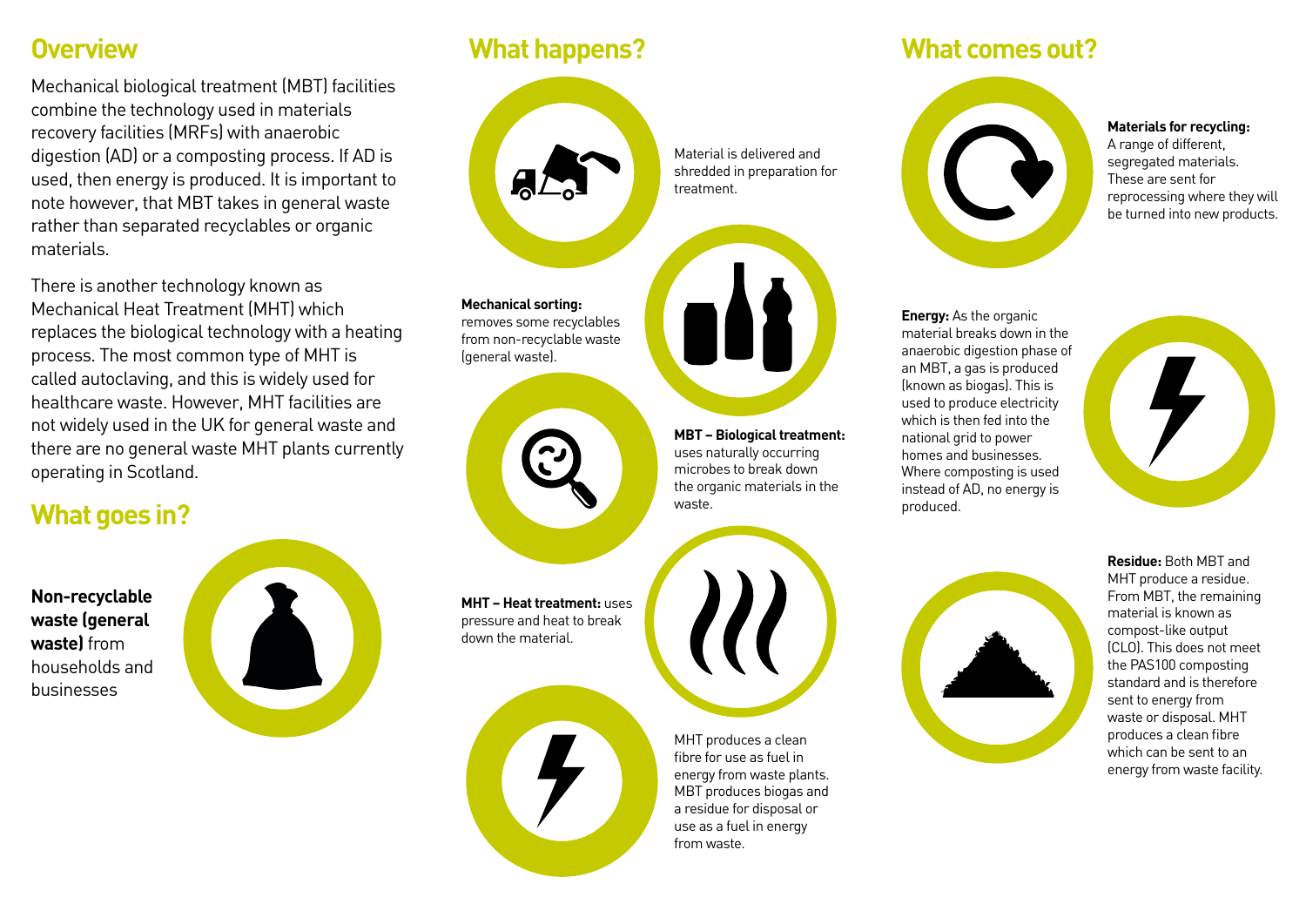## Overview

Mechanical biological treatment (MBT) facilities combine the technology used in materials recovery facilities (MRFs) with anaerobic digestion (AD) or a composting process. If AD is used, then energy is produced. It is important to note however, that MBT takes in general waste rather than separated recyclables or organic materials.

There is another technology known as Mechanical Heat Treatment (MHT) which replaces the biological technology with a heating process. The most common type of MHT is called autoclaving, and this is widely used for healthcare waste. However, MHT facilities are not widely used in the UK for general waste and there are no general waste MHT plants currently operating in Scotland.

## What goes in?

**Non-recyclable waste (general waste)** from households and businesses

## What happens?

Material is delivered and shredded in preparation for treatment.

**Mechanical sorting:** removes some recyclables from non-recyclable waste (general waste).

**MBT – Biological treatment:** uses naturally occurring microbes to break down the organic materials in the waste.

**MHT – Heat treatment:** uses pressure and heat to break down the material.

MHT produces a clean fibre for use as fuel in energy from waste plants. MBT produces biogas and a residue for disposal or use as a fuel in energy from waste.

## What comes out?

**Materials for recycling:** A range of different, segregated materials. These are sent for reprocessing where they will be turned into new products.

**Energy:** As the organic material breaks down in the anaerobic digestion phase of an MBT, a gas is produced (known as biogas). This is used to produce electricity which is then fed into the national grid to power homes and businesses. Where composting is used instead of AD, no energy is produced.

**Residue:** Both MBT and MHT produce a residue. From MBT, the remaining material is known as compost-like output (CLO). This does not meet the PAS100 composting standard and is therefore sent to energy from waste or disposal. MHT produces a clean fibre which can be sent to an energy from waste facility.